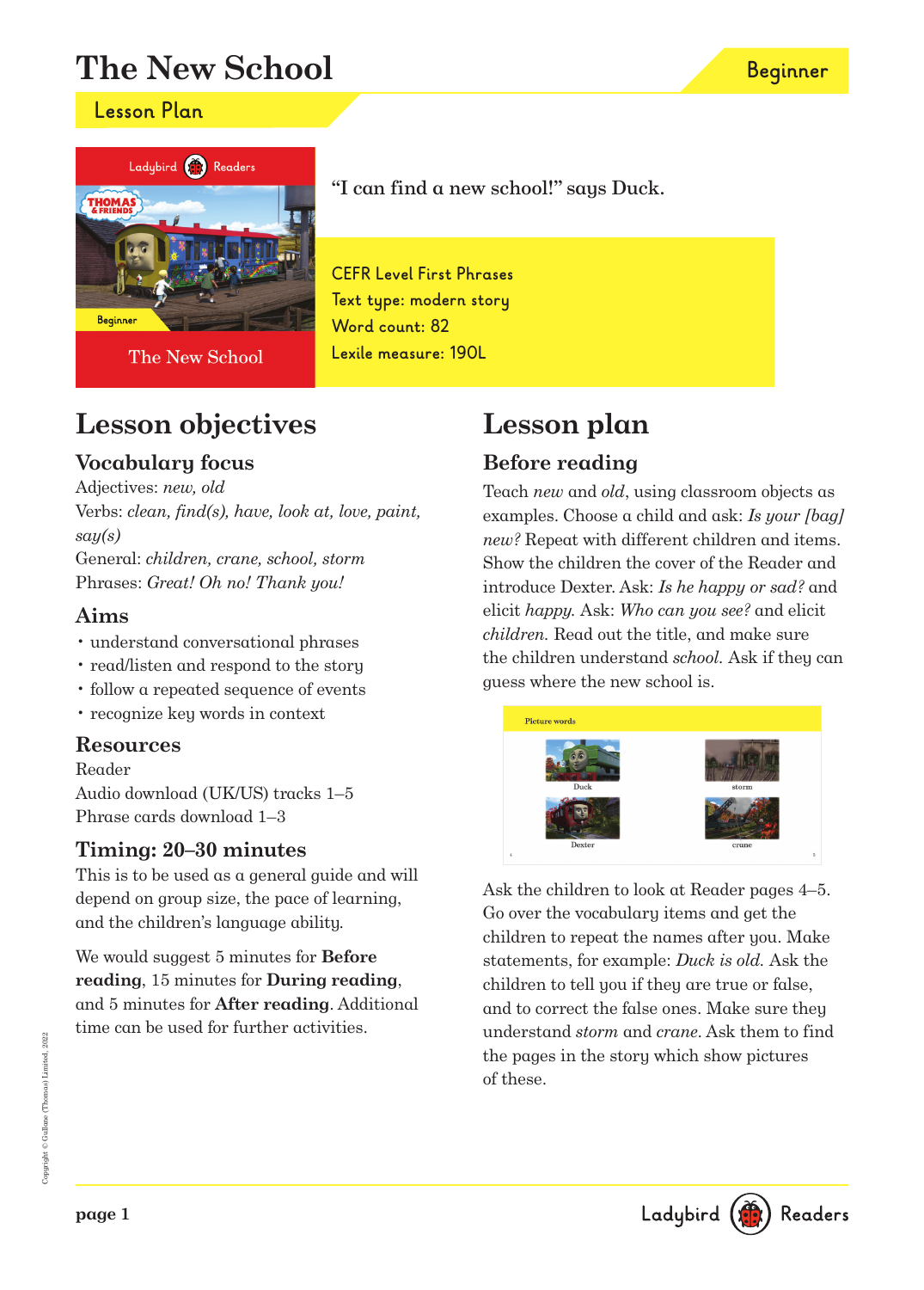# The New School

Beginner

## Lesson Plan

"I can find a new school!" says Duck.

CEFR Level First Phrases
Text type: modern story
Word count: 82
Lexile measure: 190L

## Lesson objectives

### Vocabulary focus

Adjectives: *new, old*
Verbs: *clean, find(s), have, look at, love, paint, say(s)*
General: *children, crane, school, storm*
Phrases: *Great! Oh no! Thank you!*

### Aims

- understand conversational phrases
- read/listen and respond to the story
- follow a repeated sequence of events
- recognize key words in context

### Resources

Reader
Audio download (UK/US) tracks 1–5
Phrase cards download 1–3

### Timing: 20–30 minutes

This is to be used as a general guide and will depend on group size, the pace of learning, and the children's language ability.

We would suggest 5 minutes for **Before reading**, 15 minutes for **During reading**, and 5 minutes for **After reading**. Additional time can be used for further activities.

## Lesson plan

### Before reading

Teach *new* and *old*, using classroom objects as examples. Choose a child and ask: *Is your [bag] new?* Repeat with different children and items. Show the children the cover of the Reader and introduce Dexter. Ask: *Is he happy or sad?* and elicit *happy.* Ask: *Who can you see?* and elicit *children.* Read out the title, and make sure the children understand *school*. Ask if they can guess where the new school is.

Picture words

Duck, storm, Dexter, crane

Ask the children to look at Reader pages 4–5. Go over the vocabulary items and get the children to repeat the names after you. Make statements, for example: *Duck is old.* Ask the children to tell you if they are true or false, and to correct the false ones. Make sure they understand *storm* and *crane*. Ask them to find the pages in the story which show pictures of these.

Copyright © Gullane (Thomas) Limited, 2022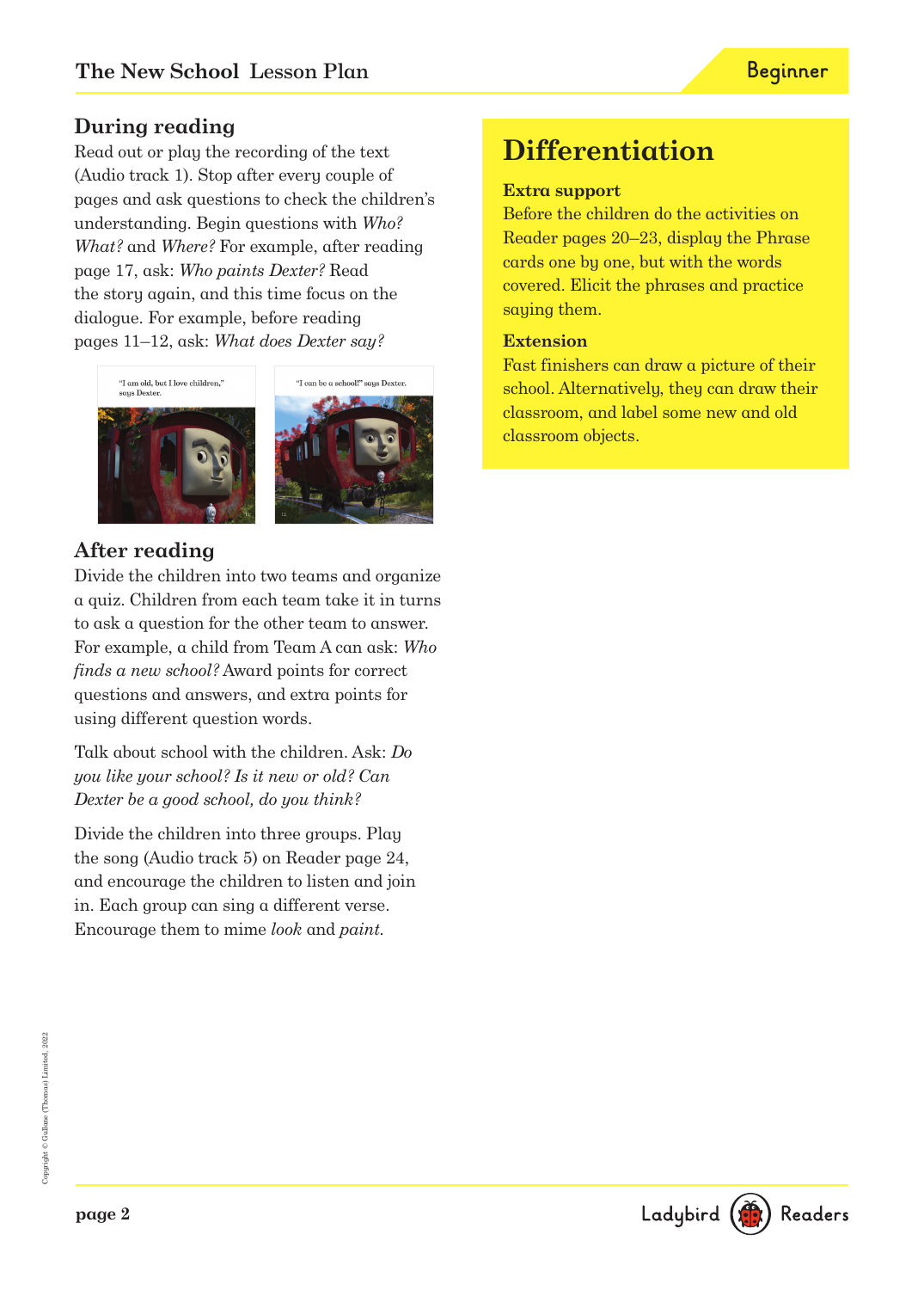## During reading

Read out or play the recording of the text (Audio track 1). Stop after every couple of pages and ask questions to check the children's understanding. Begin questions with *Who? What?* and *Where?* For example, after reading page 17, ask: *Who paints Dexter?* Read the story again, and this time focus on the dialogue. For example, before reading pages 11–12, ask: *What does Dexter say?*

## After reading

Divide the children into two teams and organize a quiz. Children from each team take it in turns to ask a question for the other team to answer. For example, a child from Team A can ask: *Who finds a new school?* Award points for correct questions and answers, and extra points for using different question words.

Talk about school with the children. Ask: *Do you like your school? Is it new or old? Can Dexter be a good school, do you think?*

Divide the children into three groups. Play the song (Audio track 5) on Reader page 24, and encourage the children to listen and join in. Each group can sing a different verse. Encourage them to mime *look* and *paint*.

## Differentiation

**Extra support**

Before the children do the activities on Reader pages 20–23, display the Phrase cards one by one, but with the words covered. Elicit the phrases and practice saying them.

**Extension**

Fast finishers can draw a picture of their school. Alternatively, they can draw their classroom, and label some new and old classroom objects.